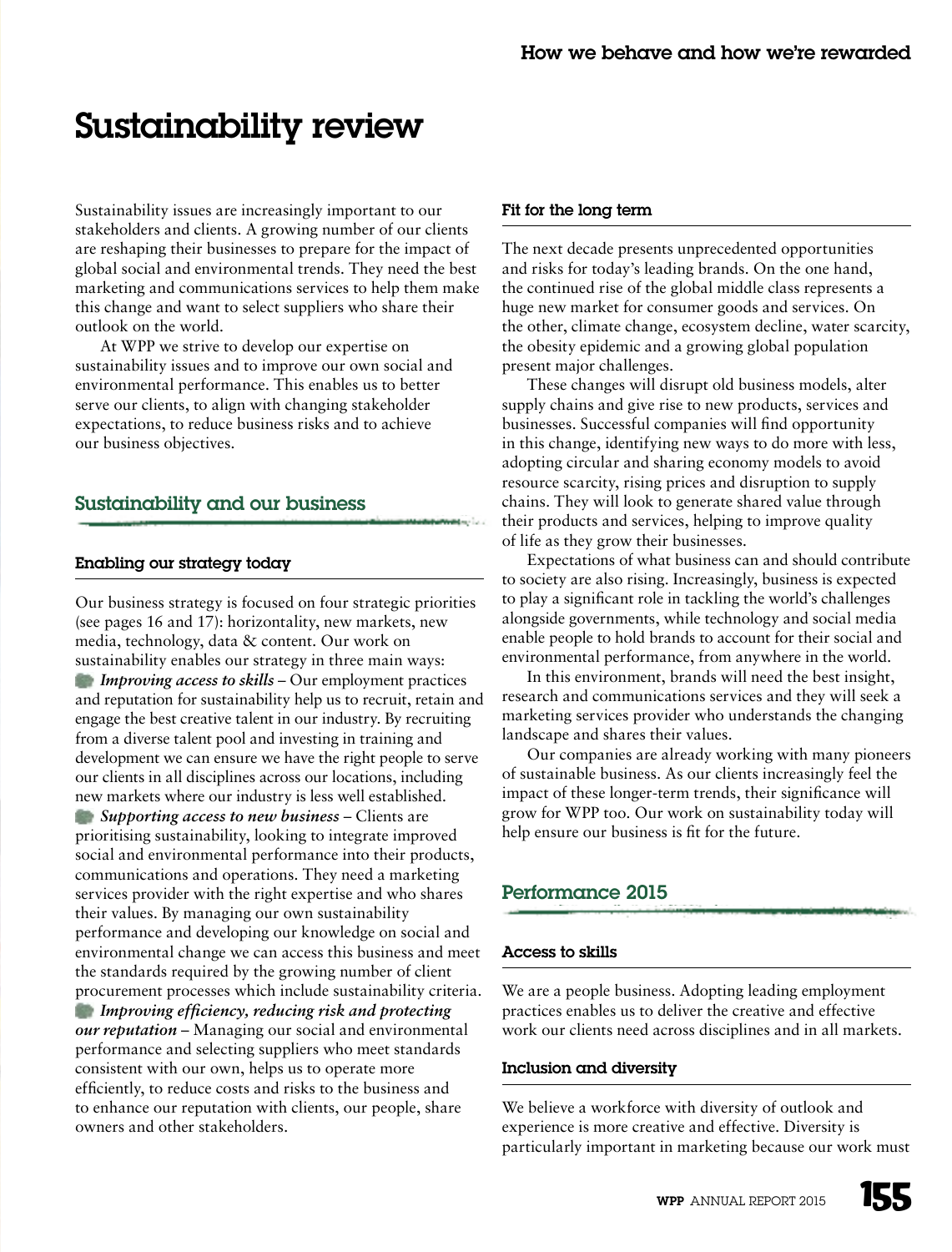# Sustainability review

Sustainability issues are increasingly important to our stakeholders and clients. A growing number of our clients are reshaping their businesses to prepare for the impact of global social and environmental trends. They need the best marketing and communications services to help them make this change and want to select suppliers who share their outlook on the world.

At WPP we strive to develop our expertise on sustainability issues and to improve our own social and environmental performance. This enables us to better serve our clients, to align with changing stakeholder expectations, to reduce business risks and to achieve our business objectives.

## Sustainability and our business

### Enabling our strategy today

Our business strategy is focused on four strategic priorities (see pages 16 and 17): horizontality, new markets, new media, technology, data & content. Our work on sustainability enables our strategy in three main ways:

- ***Improving access to skills*** – Our employment practices and reputation for sustainability help us to recruit, retain and engage the best creative talent in our industry. By recruiting from a diverse talent pool and investing in training and development we can ensure we have the right people to serve our clients in all disciplines across our locations, including new markets where our industry is less well established.
- ***Supporting access to new business*** – Clients are prioritising sustainability, looking to integrate improved social and environmental performance into their products, communications and operations. They need a marketing services provider with the right expertise and who shares their values. By managing our own sustainability performance and developing our knowledge on social and environmental change we can access this business and meet the standards required by the growing number of client procurement processes which include sustainability criteria.
- ***Improving efficiency, reducing risk and protecting our reputation*** – Managing our social and environmental performance and selecting suppliers who meet standards consistent with our own, helps us to operate more efficiently, to reduce costs and risks to the business and to enhance our reputation with clients, our people, share owners and other stakeholders.

### Fit for the long term

The next decade presents unprecedented opportunities and risks for today's leading brands. On the one hand, the continued rise of the global middle class represents a huge new market for consumer goods and services. On the other, climate change, ecosystem decline, water scarcity, the obesity epidemic and a growing global population present major challenges.

These changes will disrupt old business models, alter supply chains and give rise to new products, services and businesses. Successful companies will find opportunity in this change, identifying new ways to do more with less, adopting circular and sharing economy models to avoid resource scarcity, rising prices and disruption to supply chains. They will look to generate shared value through their products and services, helping to improve quality of life as they grow their businesses.

Expectations of what business can and should contribute to society are also rising. Increasingly, business is expected to play a significant role in tackling the world's challenges alongside governments, while technology and social media enable people to hold brands to account for their social and environmental performance, from anywhere in the world.

In this environment, brands will need the best insight, research and communications services and they will seek a marketing services provider who understands the changing landscape and shares their values.

Our companies are already working with many pioneers of sustainable business. As our clients increasingly feel the impact of these longer-term trends, their significance will grow for WPP too. Our work on sustainability today will help ensure our business is fit for the future.

## Performance 2015

### Access to skills

We are a people business. Adopting leading employment practices enables us to deliver the creative and effective work our clients need across disciplines and in all markets.

### Inclusion and diversity

We believe a workforce with diversity of outlook and experience is more creative and effective. Diversity is particularly important in marketing because our work must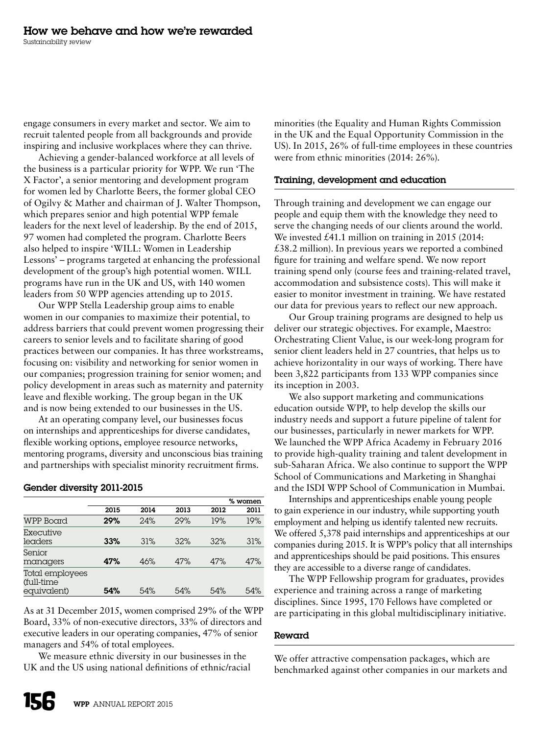engage consumers in every market and sector. We aim to recruit talented people from all backgrounds and provide inspiring and inclusive workplaces where they can thrive.

Achieving a gender-balanced workforce at all levels of the business is a particular priority for WPP. We run 'The X Factor', a senior mentoring and development program for women led by Charlotte Beers, the former global CEO of Ogilvy & Mather and chairman of J. Walter Thompson, which prepares senior and high potential WPP female leaders for the next level of leadership. By the end of 2015, 97 women had completed the program. Charlotte Beers also helped to inspire 'WILL: Women in Leadership Lessons' – programs targeted at enhancing the professional development of the group's high potential women. WILL programs have run in the UK and US, with 140 women leaders from 50 WPP agencies attending up to 2015.

Our WPP Stella Leadership group aims to enable women in our companies to maximize their potential, to address barriers that could prevent women progressing their careers to senior levels and to facilitate sharing of good practices between our companies. It has three workstreams, focusing on: visibility and networking for senior women in our companies; progression training for senior women; and policy development in areas such as maternity and paternity leave and flexible working. The group began in the UK and is now being extended to our businesses in the US.

At an operating company level, our businesses focus on internships and apprenticeships for diverse candidates, flexible working options, employee resource networks, mentoring programs, diversity and unconscious bias training and partnerships with specialist minority recruitment firms.

#### Gender diversity 2011-2015

| | | | | | % women |
|---|---|---|---|---|---|
| | **2015** | **2014** | **2013** | **2012** | **2011** |
| WPP Board | **29%** | 24% | 29% | 19% | 19% |
| Executive leaders | **33%** | 31% | 32% | 32% | 31% |
| Senior managers | **47%** | 46% | 47% | 47% | 47% |
| Total employees (full-time equivalent) | **54%** | 54% | 54% | 54% | 54% |

As at 31 December 2015, women comprised 29% of the WPP Board, 33% of non-executive directors, 33% of directors and executive leaders in our operating companies, 47% of senior managers and 54% of total employees.

We measure ethnic diversity in our businesses in the UK and the US using national definitions of ethnic/racial minorities (the Equality and Human Rights Commission in the UK and the Equal Opportunity Commission in the US). In 2015, 26% of full-time employees in these countries were from ethnic minorities (2014: 26%).

### Training, development and education

Through training and development we can engage our people and equip them with the knowledge they need to serve the changing needs of our clients around the world. We invested £41.1 million on training in 2015 (2014: £38.2 million). In previous years we reported a combined figure for training and welfare spend. We now report training spend only (course fees and training-related travel, accommodation and subsistence costs). This will make it easier to monitor investment in training. We have restated our data for previous years to reflect our new approach.

Our Group training programs are designed to help us deliver our strategic objectives. For example, Maestro: Orchestrating Client Value, is our week-long program for senior client leaders held in 27 countries, that helps us to achieve horizontality in our ways of working. There have been 3,822 participants from 133 WPP companies since its inception in 2003.

We also support marketing and communications education outside WPP, to help develop the skills our industry needs and support a future pipeline of talent for our businesses, particularly in newer markets for WPP. We launched the WPP Africa Academy in February 2016 to provide high-quality training and talent development in sub-Saharan Africa. We also continue to support the WPP School of Communications and Marketing in Shanghai and the ISDI WPP School of Communication in Mumbai.

Internships and apprenticeships enable young people to gain experience in our industry, while supporting youth employment and helping us identify talented new recruits. We offered 5,378 paid internships and apprenticeships at our companies during 2015. It is WPP's policy that all internships and apprenticeships should be paid positions. This ensures they are accessible to a diverse range of candidates.

The WPP Fellowship program for graduates, provides experience and training across a range of marketing disciplines. Since 1995, 170 Fellows have completed or are participating in this global multidisciplinary initiative.

### Reward

We offer attractive compensation packages, which are benchmarked against other companies in our markets and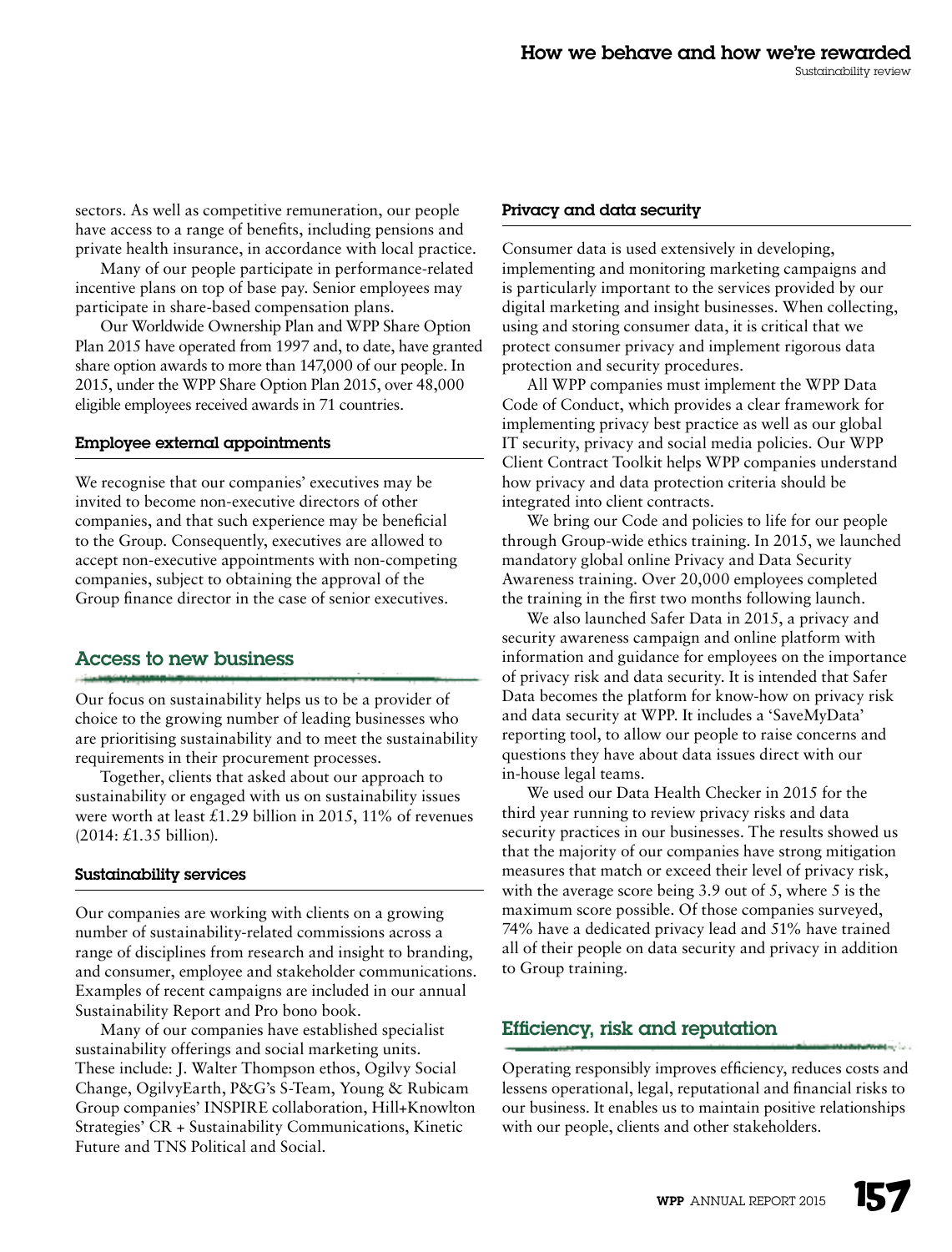sectors. As well as competitive remuneration, our people have access to a range of benefits, including pensions and private health insurance, in accordance with local practice.

Many of our people participate in performance-related incentive plans on top of base pay. Senior employees may participate in share-based compensation plans.

Our Worldwide Ownership Plan and WPP Share Option Plan 2015 have operated from 1997 and, to date, have granted share option awards to more than 147,000 of our people. In 2015, under the WPP Share Option Plan 2015, over 48,000 eligible employees received awards in 71 countries.

### Employee external appointments

We recognise that our companies' executives may be invited to become non-executive directors of other companies, and that such experience may be beneficial to the Group. Consequently, executives are allowed to accept non-executive appointments with non-competing companies, subject to obtaining the approval of the Group finance director in the case of senior executives.

## Access to new business

Our focus on sustainability helps us to be a provider of choice to the growing number of leading businesses who are prioritising sustainability and to meet the sustainability requirements in their procurement processes.

Together, clients that asked about our approach to sustainability or engaged with us on sustainability issues were worth at least £1.29 billion in 2015, 11% of revenues (2014: £1.35 billion).

### Sustainability services

Our companies are working with clients on a growing number of sustainability-related commissions across a range of disciplines from research and insight to branding, and consumer, employee and stakeholder communications. Examples of recent campaigns are included in our annual Sustainability Report and Pro bono book.

Many of our companies have established specialist sustainability offerings and social marketing units. These include: J. Walter Thompson ethos, Ogilvy Social Change, OgilvyEarth, P&G's S-Team, Young & Rubicam Group companies' INSPIRE collaboration, Hill+Knowlton Strategies' CR + Sustainability Communications, Kinetic Future and TNS Political and Social.

### Privacy and data security

Consumer data is used extensively in developing, implementing and monitoring marketing campaigns and is particularly important to the services provided by our digital marketing and insight businesses. When collecting, using and storing consumer data, it is critical that we protect consumer privacy and implement rigorous data protection and security procedures.

All WPP companies must implement the WPP Data Code of Conduct, which provides a clear framework for implementing privacy best practice as well as our global IT security, privacy and social media policies. Our WPP Client Contract Toolkit helps WPP companies understand how privacy and data protection criteria should be integrated into client contracts.

We bring our Code and policies to life for our people through Group-wide ethics training. In 2015, we launched mandatory global online Privacy and Data Security Awareness training. Over 20,000 employees completed the training in the first two months following launch.

We also launched Safer Data in 2015, a privacy and security awareness campaign and online platform with information and guidance for employees on the importance of privacy risk and data security. It is intended that Safer Data becomes the platform for know-how on privacy risk and data security at WPP. It includes a 'SaveMyData' reporting tool, to allow our people to raise concerns and questions they have about data issues direct with our in-house legal teams.

We used our Data Health Checker in 2015 for the third year running to review privacy risks and data security practices in our businesses. The results showed us that the majority of our companies have strong mitigation measures that match or exceed their level of privacy risk, with the average score being 3.9 out of 5, where 5 is the maximum score possible. Of those companies surveyed, 74% have a dedicated privacy lead and 51% have trained all of their people on data security and privacy in addition to Group training.

## Efficiency, risk and reputation

Operating responsibly improves efficiency, reduces costs and lessens operational, legal, reputational and financial risks to our business. It enables us to maintain positive relationships with our people, clients and other stakeholders.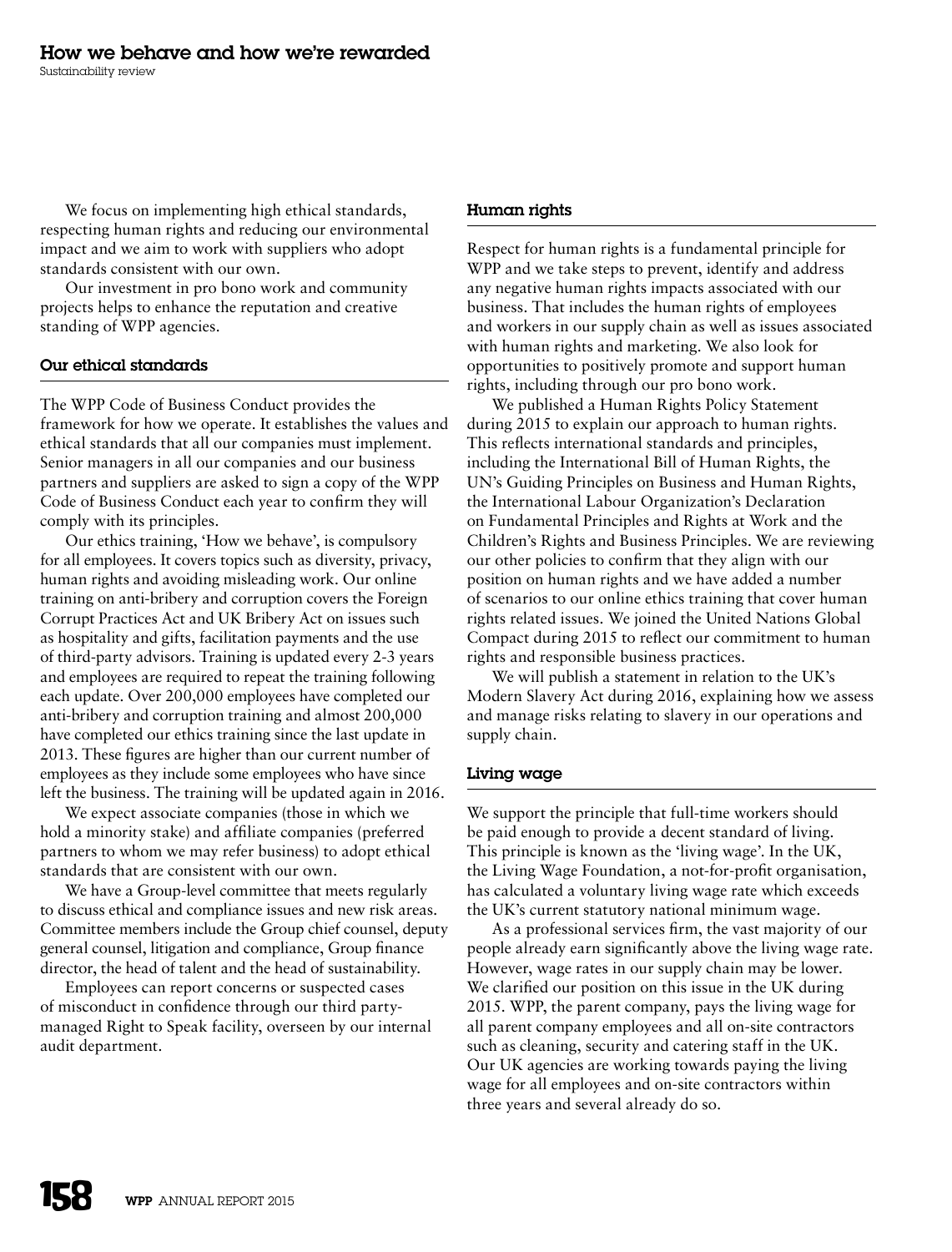# How we behave and how we're rewarded

Sustainability review

We focus on implementing high ethical standards, respecting human rights and reducing our environmental impact and we aim to work with suppliers who adopt standards consistent with our own.

Our investment in pro bono work and community projects helps to enhance the reputation and creative standing of WPP agencies.

## Our ethical standards

The WPP Code of Business Conduct provides the framework for how we operate. It establishes the values and ethical standards that all our companies must implement. Senior managers in all our companies and our business partners and suppliers are asked to sign a copy of the WPP Code of Business Conduct each year to confirm they will comply with its principles.

Our ethics training, 'How we behave', is compulsory for all employees. It covers topics such as diversity, privacy, human rights and avoiding misleading work. Our online training on anti-bribery and corruption covers the Foreign Corrupt Practices Act and UK Bribery Act on issues such as hospitality and gifts, facilitation payments and the use of third-party advisors. Training is updated every 2-3 years and employees are required to repeat the training following each update. Over 200,000 employees have completed our anti-bribery and corruption training and almost 200,000 have completed our ethics training since the last update in 2013. These figures are higher than our current number of employees as they include some employees who have since left the business. The training will be updated again in 2016.

We expect associate companies (those in which we hold a minority stake) and affiliate companies (preferred partners to whom we may refer business) to adopt ethical standards that are consistent with our own.

We have a Group-level committee that meets regularly to discuss ethical and compliance issues and new risk areas. Committee members include the Group chief counsel, deputy general counsel, litigation and compliance, Group finance director, the head of talent and the head of sustainability.

Employees can report concerns or suspected cases of misconduct in confidence through our third party-managed Right to Speak facility, overseen by our internal audit department.

## Human rights

Respect for human rights is a fundamental principle for WPP and we take steps to prevent, identify and address any negative human rights impacts associated with our business. That includes the human rights of employees and workers in our supply chain as well as issues associated with human rights and marketing. We also look for opportunities to positively promote and support human rights, including through our pro bono work.

We published a Human Rights Policy Statement during 2015 to explain our approach to human rights. This reflects international standards and principles, including the International Bill of Human Rights, the UN's Guiding Principles on Business and Human Rights, the International Labour Organization's Declaration on Fundamental Principles and Rights at Work and the Children's Rights and Business Principles. We are reviewing our other policies to confirm that they align with our position on human rights and we have added a number of scenarios to our online ethics training that cover human rights related issues. We joined the United Nations Global Compact during 2015 to reflect our commitment to human rights and responsible business practices.

We will publish a statement in relation to the UK's Modern Slavery Act during 2016, explaining how we assess and manage risks relating to slavery in our operations and supply chain.

## Living wage

We support the principle that full-time workers should be paid enough to provide a decent standard of living. This principle is known as the 'living wage'. In the UK, the Living Wage Foundation, a not-for-profit organisation, has calculated a voluntary living wage rate which exceeds the UK's current statutory national minimum wage.

As a professional services firm, the vast majority of our people already earn significantly above the living wage rate. However, wage rates in our supply chain may be lower. We clarified our position on this issue in the UK during 2015. WPP, the parent company, pays the living wage for all parent company employees and all on-site contractors such as cleaning, security and catering staff in the UK. Our UK agencies are working towards paying the living wage for all employees and on-site contractors within three years and several already do so.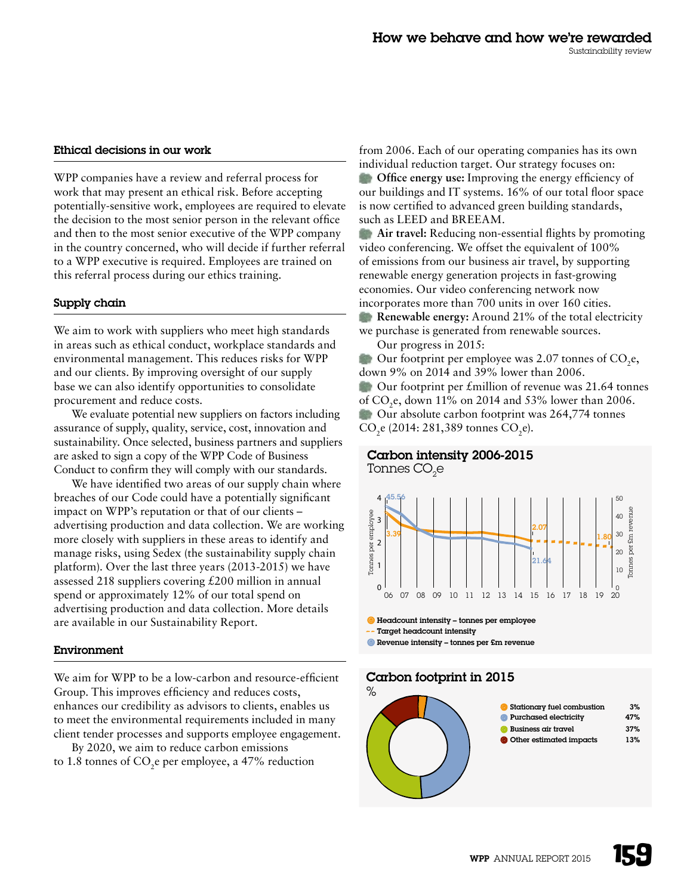## Ethical decisions in our work

WPP companies have a review and referral process for work that may present an ethical risk. Before accepting potentially-sensitive work, employees are required to elevate the decision to the most senior person in the relevant office and then to the most senior executive of the WPP company in the country concerned, who will decide if further referral to a WPP executive is required. Employees are trained on this referral process during our ethics training.

## Supply chain

We aim to work with suppliers who meet high standards in areas such as ethical conduct, workplace standards and environmental management. This reduces risks for WPP and our clients. By improving oversight of our supply base we can also identify opportunities to consolidate procurement and reduce costs.

We evaluate potential new suppliers on factors including assurance of supply, quality, service, cost, innovation and sustainability. Once selected, business partners and suppliers are asked to sign a copy of the WPP Code of Business Conduct to confirm they will comply with our standards.

We have identified two areas of our supply chain where breaches of our Code could have a potentially significant impact on WPP's reputation or that of our clients – advertising production and data collection. We are working more closely with suppliers in these areas to identify and manage risks, using Sedex (the sustainability supply chain platform). Over the last three years (2013-2015) we have assessed 218 suppliers covering £200 million in annual spend or approximately 12% of our total spend on advertising production and data collection. More details are available in our Sustainability Report.

## Environment

We aim for WPP to be a low-carbon and resource-efficient Group. This improves efficiency and reduces costs, enhances our credibility as advisors to clients, enables us to meet the environmental requirements included in many client tender processes and supports employee engagement.

By 2020, we aim to reduce carbon emissions to 1.8 tonnes of $CO_2e$ per employee, a 47% reduction from 2006. Each of our operating companies has its own individual reduction target. Our strategy focuses on:

- **Office energy use:** Improving the energy efficiency of our buildings and IT systems. 16% of our total floor space is now certified to advanced green building standards, such as LEED and BREEAM.
- **Air travel:** Reducing non-essential flights by promoting video conferencing. We offset the equivalent of 100% of emissions from our business air travel, by supporting renewable energy generation projects in fast-growing economies. Our video conferencing network now incorporates more than 700 units in over 160 cities.
- **Renewable energy:** Around 21% of the total electricity we purchase is generated from renewable sources.

Our progress in 2015:

- Our footprint per employee was 2.07 tonnes of $CO_2e$, down 9% on 2014 and 39% lower than 2006.
- Our footprint per £million of revenue was 21.64 tonnes of $CO_2e$, down 11% on 2014 and 53% lower than 2006.
- Our absolute carbon footprint was 264,774 tonnes $CO_2e$ (2014: 281,389 tonnes $CO_2e$).

### Carbon intensity 2006-2015
Tonnes $CO_2e$

- Headcount intensity – tonnes per employee: 3.39 (2006), 2.07 (2015)
- Target headcount intensity: 1.80 (2020)
- Revenue intensity – tonnes per £m revenue: 45.56 (2006), 21.64 (2015)

### Carbon footprint in 2015
%

| Source | % |
|---|---|
| Stationary fuel combustion | 3% |
| Purchased electricity | 47% |
| Business air travel | 37% |
| Other estimated impacts | 13% |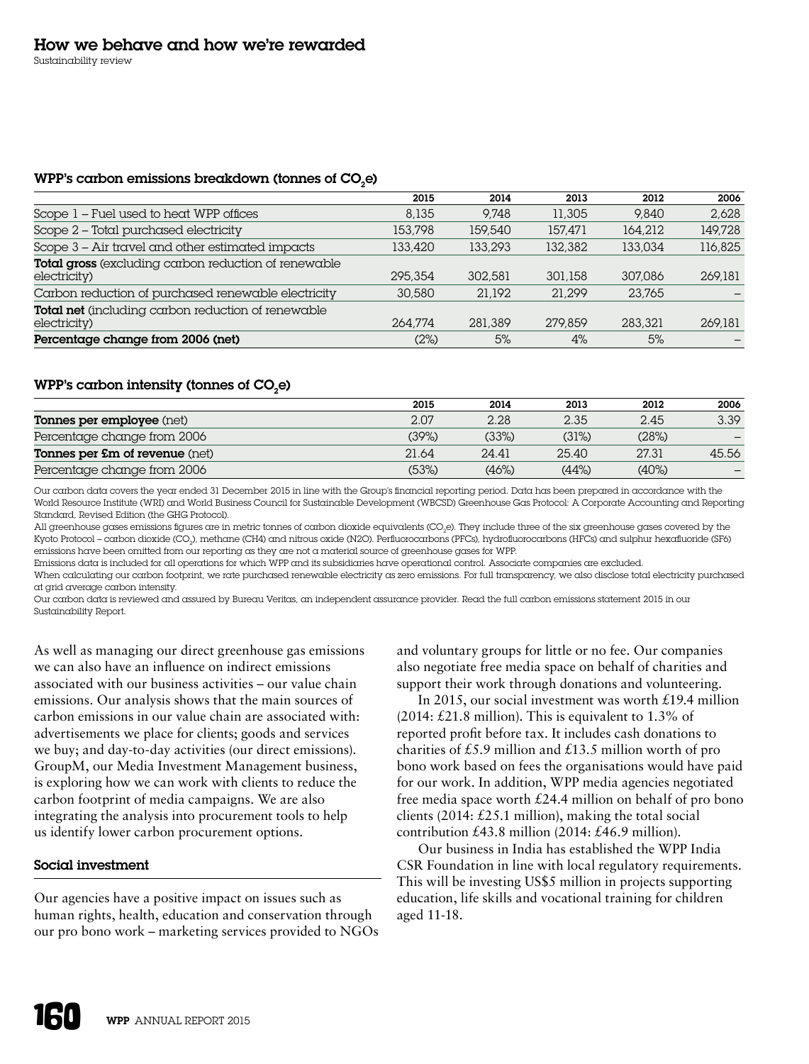# How we behave and how we're rewarded

Sustainability review

### WPP's carbon emissions breakdown (tonnes of $CO_2e$)

| | 2015 | 2014 | 2013 | 2012 | 2006 |
|---|---|---|---|---|---|
| Scope 1 – Fuel used to heat WPP offices | 8,135 | 9,748 | 11,305 | 9,840 | 2,628 |
| Scope 2 – Total purchased electricity | 153,798 | 159,540 | 157,471 | 164,212 | 149,728 |
| Scope 3 – Air travel and other estimated impacts | 133,420 | 133,293 | 132,382 | 133,034 | 116,825 |
| **Total gross** (excluding carbon reduction of renewable electricity) | 295,354 | 302,581 | 301,158 | 307,086 | 269,181 |
| Carbon reduction of purchased renewable electricity | 30,580 | 21,192 | 21,299 | 23,765 | – |
| **Total net** (including carbon reduction of renewable electricity) | 264,774 | 281,389 | 279,859 | 283,321 | 269,181 |
| **Percentage change from 2006 (net)** | (2%) | 5% | 4% | 5% | – |

### WPP's carbon intensity (tonnes of $CO_2e$)

| | 2015 | 2014 | 2013 | 2012 | 2006 |
|---|---|---|---|---|---|
| **Tonnes per employee** (net) | 2.07 | 2.28 | 2.35 | 2.45 | 3.39 |
| Percentage change from 2006 | (39%) | (33%) | (31%) | (28%) | – |
| **Tonnes per £m of revenue** (net) | 21.64 | 24.41 | 25.40 | 27.31 | 45.56 |
| Percentage change from 2006 | (53%) | (46%) | (44%) | (40%) | – |

Our carbon data covers the year ended 31 December 2015 in line with the Group's financial reporting period. Data has been prepared in accordance with the World Resource Institute (WRI) and World Business Council for Sustainable Development (WBCSD) Greenhouse Gas Protocol: A Corporate Accounting and Reporting Standard, Revised Edition (the GHG Protocol).

All greenhouse gases emissions figures are in metric tonnes of carbon dioxide equivalents ($CO_2e$). They include three of the six greenhouse gases covered by the Kyoto Protocol – carbon dioxide ($CO_2$), methane (CH4) and nitrous oxide (N2O). Perfluorocarbons (PFCs), hydrofluorocarbons (HFCs) and sulphur hexafluoride (SF6) emissions have been omitted from our reporting as they are not a material source of greenhouse gases for WPP.

Emissions data is included for all operations for which WPP and its subsidiaries have operational control. Associate companies are excluded.

When calculating our carbon footprint, we rate purchased renewable electricity as zero emissions. For full transparency, we also disclose total electricity purchased at grid average carbon intensity.

Our carbon data is reviewed and assured by Bureau Veritas, an independent assurance provider. Read the full carbon emissions statement 2015 in our Sustainability Report.

As well as managing our direct greenhouse gas emissions we can also have an influence on indirect emissions associated with our business activities – our value chain emissions. Our analysis shows that the main sources of carbon emissions in our value chain are associated with: advertisements we place for clients; goods and services we buy; and day-to-day activities (our direct emissions). GroupM, our Media Investment Management business, is exploring how we can work with clients to reduce the carbon footprint of media campaigns. We are also integrating the analysis into procurement tools to help us identify lower carbon procurement options.

### Social investment

Our agencies have a positive impact on issues such as human rights, health, education and conservation through our pro bono work – marketing services provided to NGOs and voluntary groups for little or no fee. Our companies also negotiate free media space on behalf of charities and support their work through donations and volunteering.

In 2015, our social investment was worth £19.4 million (2014: £21.8 million). This is equivalent to 1.3% of reported profit before tax. It includes cash donations to charities of £5.9 million and £13.5 million worth of pro bono work based on fees the organisations would have paid for our work. In addition, WPP media agencies negotiated free media space worth £24.4 million on behalf of pro bono clients (2014: £25.1 million), making the total social contribution £43.8 million (2014: £46.9 million).

Our business in India has established the WPP India CSR Foundation in line with local regulatory requirements. This will be investing US$5 million in projects supporting education, life skills and vocational training for children aged 11-18.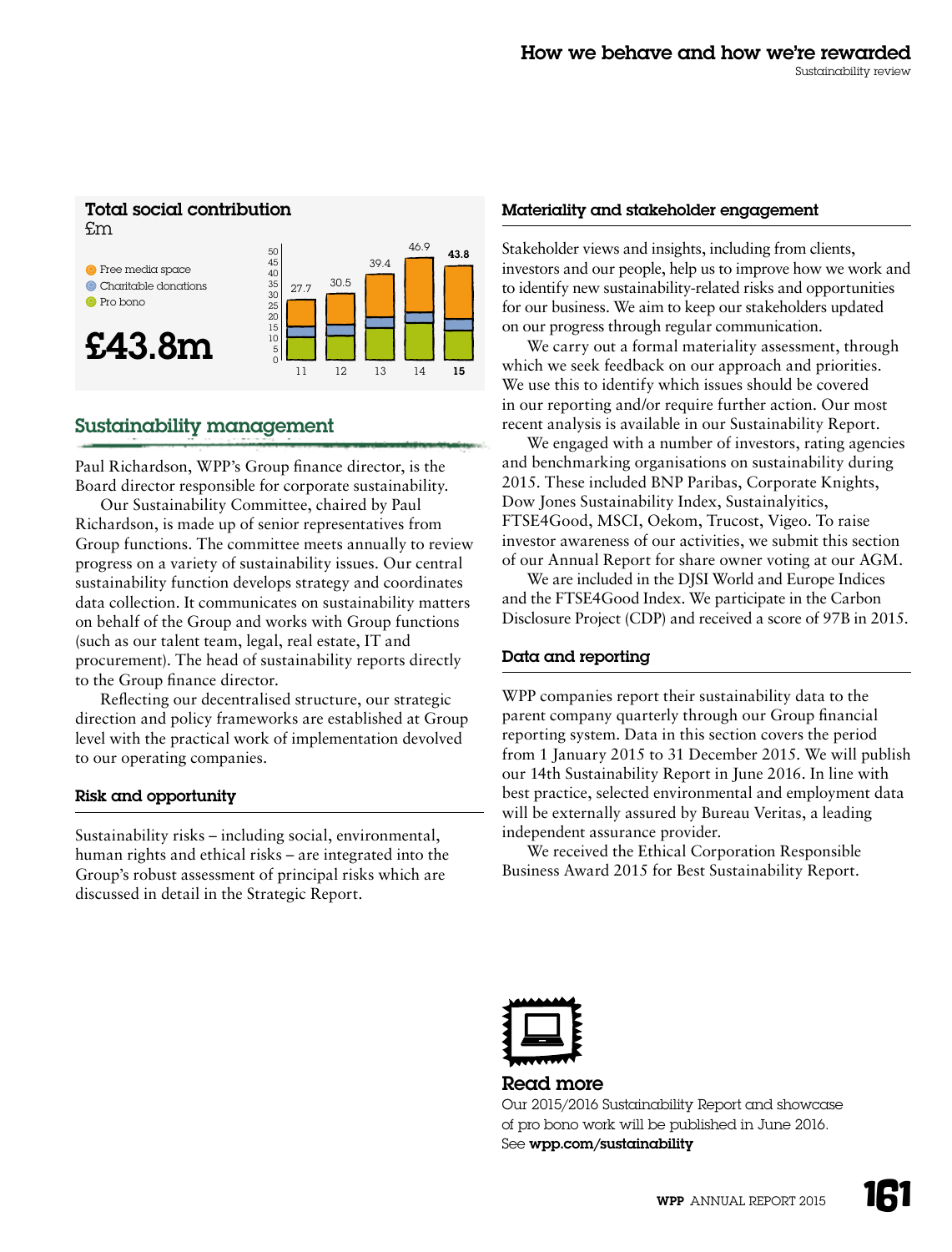## Total social contribution

£m

Free media space

Charitable donations

Pro bono

**£43.8m**

50
45
40
35
30
25
20
15
10
5
0

27.7 30.5 39.4 46.9 **43.8**

11 12 13 14 **15**

## Sustainability management

Paul Richardson, WPP's Group finance director, is the Board director responsible for corporate sustainability.

Our Sustainability Committee, chaired by Paul Richardson, is made up of senior representatives from Group functions. The committee meets annually to review progress on a variety of sustainability issues. Our central sustainability function develops strategy and coordinates data collection. It communicates on sustainability matters on behalf of the Group and works with Group functions (such as our talent team, legal, real estate, IT and procurement). The head of sustainability reports directly to the Group finance director.

Reflecting our decentralised structure, our strategic direction and policy frameworks are established at Group level with the practical work of implementation devolved to our operating companies.

### Risk and opportunity

Sustainability risks – including social, environmental, human rights and ethical risks – are integrated into the Group's robust assessment of principal risks which are discussed in detail in the Strategic Report.

### Materiality and stakeholder engagement

Stakeholder views and insights, including from clients, investors and our people, help us to improve how we work and to identify new sustainability-related risks and opportunities for our business. We aim to keep our stakeholders updated on our progress through regular communication.

We carry out a formal materiality assessment, through which we seek feedback on our approach and priorities. We use this to identify which issues should be covered in our reporting and/or require further action. Our most recent analysis is available in our Sustainability Report.

We engaged with a number of investors, rating agencies and benchmarking organisations on sustainability during 2015. These included BNP Paribas, Corporate Knights, Dow Jones Sustainability Index, Sustainalytics, FTSE4Good, MSCI, Oekom, Trucost, Vigeo. To raise investor awareness of our activities, we submit this section of our Annual Report for share owner voting at our AGM.

We are included in the DJSI World and Europe Indices and the FTSE4Good Index. We participate in the Carbon Disclosure Project (CDP) and received a score of 97B in 2015.

### Data and reporting

WPP companies report their sustainability data to the parent company quarterly through our Group financial reporting system. Data in this section covers the period from 1 January 2015 to 31 December 2015. We will publish our 14th Sustainability Report in June 2016. In line with best practice, selected environmental and employment data will be externally assured by Bureau Veritas, a leading independent assurance provider.

We received the Ethical Corporation Responsible Business Award 2015 for Best Sustainability Report.

### Read more

Our 2015/2016 Sustainability Report and showcase of pro bono work will be published in June 2016. See **wpp.com/sustainability**